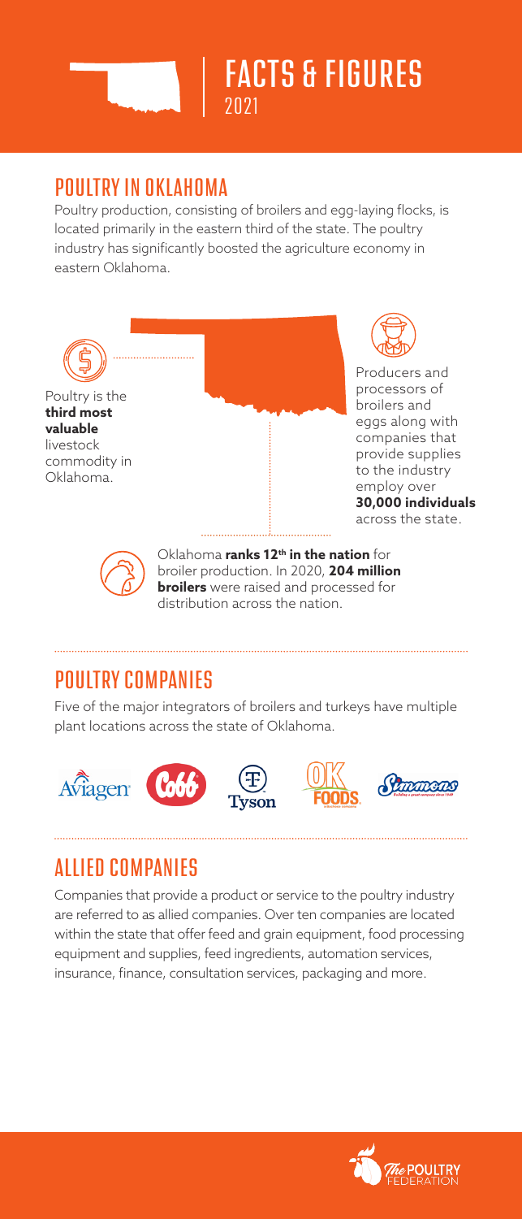# FACTS & FIGURES

2021

## POULTRY IN OKLAHOMA

Poultry production, consisting of broilers and egg-laying flocks, is located primarily in the eastern third of the state. The poultry industry has significantly boosted the agriculture economy in eastern Oklahoma.

Poultry is the **third most valuable** livestock commodity in Oklahoma.

Producers and processors of broilers and eggs along with companies that provide supplies to the industry employ over **30,000 individuals** across the state.

Oklahoma **ranks 12th in the nation** for broiler production. In 2020, **204 million broilers** were raised and processed for distribution across the nation.

## POULTRY COMPANIES

Five of the major integrators of broilers and turkeys have multiple plant locations across the state of Oklahoma.

Aviagen · Cobb · Tyson · OK Foods · Simmons

## ALLIED COMPANIES

Companies that provide a product or service to the poultry industry are referred to as allied companies. Over ten companies are located within the state that offer feed and grain equipment, food processing equipment and supplies, feed ingredients, automation services, insurance, finance, consultation services, packaging and more.

The Poultry Federation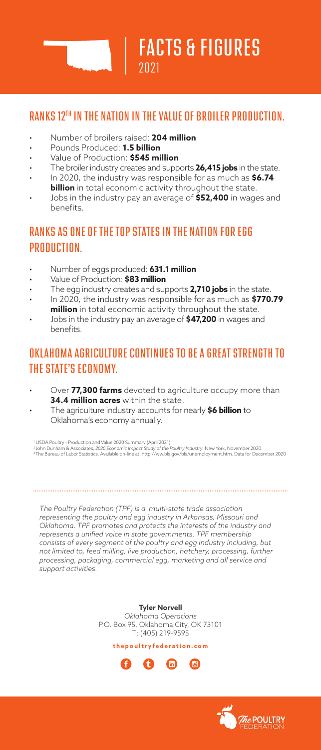# FACTS & FIGURES

2021

## RANKS 12TH IN THE NATION IN THE VALUE OF BROILER PRODUCTION.

- Number of broilers raised: **204 million**
- Pounds Produced: **1.5 billion**
- Value of Production: **$545 million**
- The broiler industry creates and supports **26,415 jobs** in the state.
- In 2020, the industry was responsible for as much as **$6.74 billion** in total economic activity throughout the state.
- Jobs in the industry pay an average of **$52,400** in wages and benefits.

## RANKS AS ONE OF THE TOP STATES IN THE NATION FOR EGG PRODUCTION.

- Number of eggs produced: **631.1 million**
- Value of Production: **$83 million**
- The egg industry creates and supports **2,710 jobs** in the state.
- In 2020, the industry was responsible for as much as **$770.79 million** in total economic activity throughout the state.
- Jobs in the industry pay an average of **$47,200** in wages and benefits.

## OKLAHOMA AGRICULTURE CONTINUES TO BE A GREAT STRENGTH TO THE STATE'S ECONOMY.

- Over **77,300 farms** devoted to agriculture occupy more than **34.4 million acres** within the state.
- The agriculture industry accounts for nearly **$6 billion** to Oklahoma's economy annually.

[1] USDA Poultry - Production and Value 2020 Summary (April 2021)
[2] John Dunham & Associates, *2020 Economic Impact Study of the Poultry Industry*. New York, November 2020.
[3] The Bureau of Labor Statistics. Available on-line at: http://ww.bls.gov/bls/unemployment.htm. Data for December 2020

*The Poultry Federation (TPF) is a multi-state trade association representing the poultry and egg industry in Arkansas, Missouri and Oklahoma. TPF promotes and protects the interests of the industry and represents a unified voice in state governments. TPF membership consists of every segment of the poultry and egg industry including, but not limited to, feed milling, live production, hatchery, processing, further processing, packaging, commercial egg, marketing and all service and support activities.*

**Tyler Norvell**
*Oklahoma Operations*
P.O. Box 95, Oklahoma City, OK 73101
T: (405) 219-9595

**thepoultryfederation.com**

The Poultry Federation